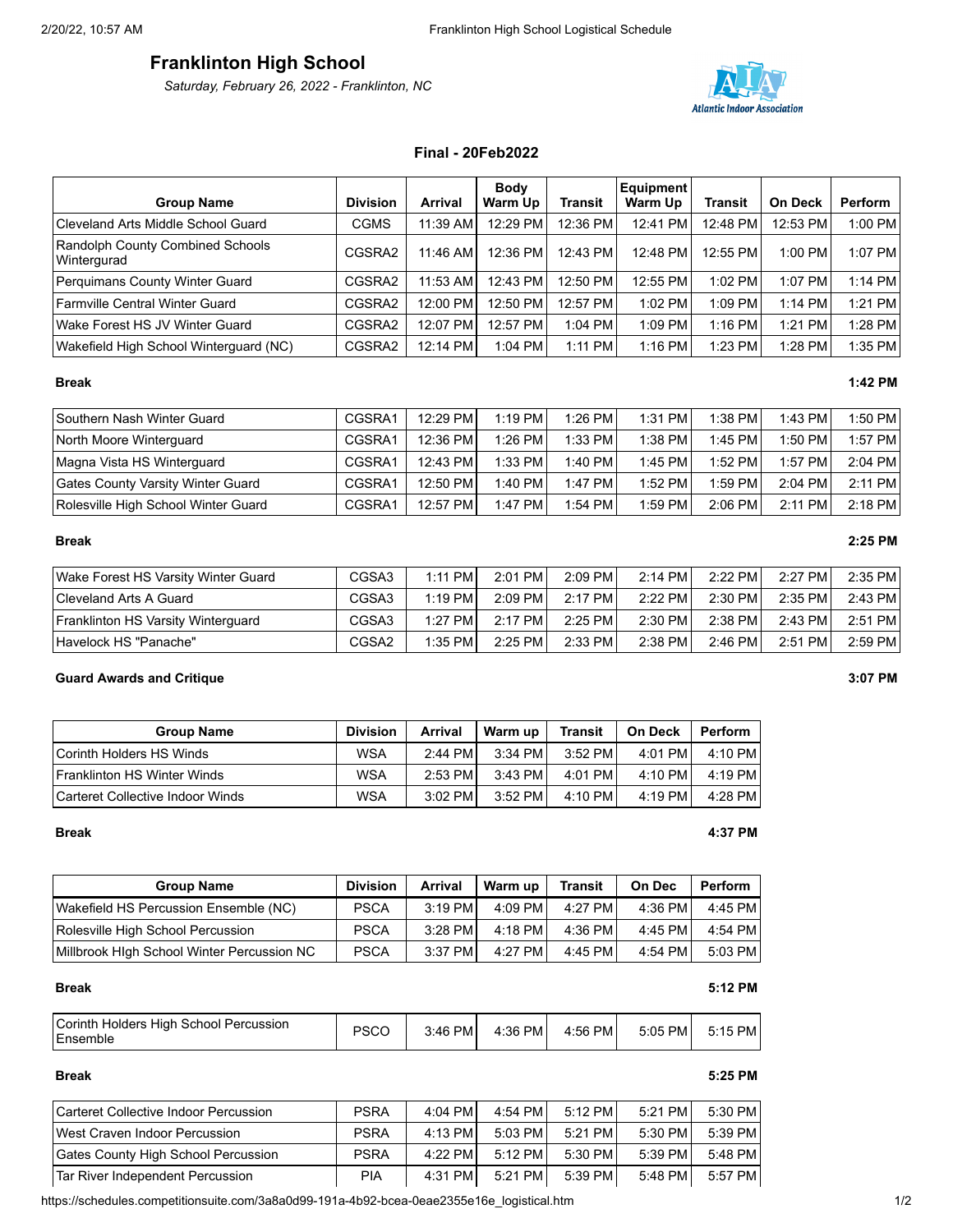# Franklinton High School

*Saturday, February 26, 2022 - Franklinton, NC*

### Final - 20Feb2022

| Group Name | Division | Arrival | Body Warm Up | Transit | Equipment Warm Up | Transit | On Deck | Perform |
|---|---|---|---|---|---|---|---|---|
| Cleveland Arts Middle School Guard | CGMS | 11:39 AM | 12:29 PM | 12:36 PM | 12:41 PM | 12:48 PM | 12:53 PM | 1:00 PM |
| Randolph County Combined Schools Wintergurad | CGSRA2 | 11:46 AM | 12:36 PM | 12:43 PM | 12:48 PM | 12:55 PM | 1:00 PM | 1:07 PM |
| Perquimans County Winter Guard | CGSRA2 | 11:53 AM | 12:43 PM | 12:50 PM | 12:55 PM | 1:02 PM | 1:07 PM | 1:14 PM |
| Farmville Central Winter Guard | CGSRA2 | 12:00 PM | 12:50 PM | 12:57 PM | 1:02 PM | 1:09 PM | 1:14 PM | 1:21 PM |
| Wake Forest HS JV Winter Guard | CGSRA2 | 12:07 PM | 12:57 PM | 1:04 PM | 1:09 PM | 1:16 PM | 1:21 PM | 1:28 PM |
| Wakefield High School Winterguard (NC) | CGSRA2 | 12:14 PM | 1:04 PM | 1:11 PM | 1:16 PM | 1:23 PM | 1:28 PM | 1:35 PM |

**Break** **1:42 PM**

| Group Name | Division | Arrival | Body Warm Up | Transit | Equipment Warm Up | Transit | On Deck | Perform |
|---|---|---|---|---|---|---|---|---|
| Southern Nash Winter Guard | CGSRA1 | 12:29 PM | 1:19 PM | 1:26 PM | 1:31 PM | 1:38 PM | 1:43 PM | 1:50 PM |
| North Moore Winterguard | CGSRA1 | 12:36 PM | 1:26 PM | 1:33 PM | 1:38 PM | 1:45 PM | 1:50 PM | 1:57 PM |
| Magna Vista HS Winterguard | CGSRA1 | 12:43 PM | 1:33 PM | 1:40 PM | 1:45 PM | 1:52 PM | 1:57 PM | 2:04 PM |
| Gates County Varsity Winter Guard | CGSRA1 | 12:50 PM | 1:40 PM | 1:47 PM | 1:52 PM | 1:59 PM | 2:04 PM | 2:11 PM |
| Rolesville High School Winter Guard | CGSRA1 | 12:57 PM | 1:47 PM | 1:54 PM | 1:59 PM | 2:06 PM | 2:11 PM | 2:18 PM |

**Break** **2:25 PM**

| Group Name | Division | Arrival | Body Warm Up | Transit | Equipment Warm Up | Transit | On Deck | Perform |
|---|---|---|---|---|---|---|---|---|
| Wake Forest HS Varsity Winter Guard | CGSA3 | 1:11 PM | 2:01 PM | 2:09 PM | 2:14 PM | 2:22 PM | 2:27 PM | 2:35 PM |
| Cleveland Arts A Guard | CGSA3 | 1:19 PM | 2:09 PM | 2:17 PM | 2:22 PM | 2:30 PM | 2:35 PM | 2:43 PM |
| Franklinton HS Varsity Winterguard | CGSA3 | 1:27 PM | 2:17 PM | 2:25 PM | 2:30 PM | 2:38 PM | 2:43 PM | 2:51 PM |
| Havelock HS "Panache" | CGSA2 | 1:35 PM | 2:25 PM | 2:33 PM | 2:38 PM | 2:46 PM | 2:51 PM | 2:59 PM |

**Guard Awards and Critique** **3:07 PM**

| Group Name | Division | Arrival | Warm up | Transit | On Deck | Perform |
|---|---|---|---|---|---|---|
| Corinth Holders HS Winds | WSA | 2:44 PM | 3:34 PM | 3:52 PM | 4:01 PM | 4:10 PM |
| Franklinton HS Winter Winds | WSA | 2:53 PM | 3:43 PM | 4:01 PM | 4:10 PM | 4:19 PM |
| Carteret Collective Indoor Winds | WSA | 3:02 PM | 3:52 PM | 4:10 PM | 4:19 PM | 4:28 PM |

**Break** **4:37 PM**

| Group Name | Division | Arrival | Warm up | Transit | On Dec | Perform |
|---|---|---|---|---|---|---|
| Wakefield HS Percussion Ensemble (NC) | PSCA | 3:19 PM | 4:09 PM | 4:27 PM | 4:36 PM | 4:45 PM |
| Rolesville High School Percussion | PSCA | 3:28 PM | 4:18 PM | 4:36 PM | 4:45 PM | 4:54 PM |
| Millbrook HIgh School Winter Percussion NC | PSCA | 3:37 PM | 4:27 PM | 4:45 PM | 4:54 PM | 5:03 PM |

**Break** **5:12 PM**

| Group Name | Division | Arrival | Warm up | Transit | On Dec | Perform |
|---|---|---|---|---|---|---|
| Corinth Holders High School Percussion Ensemble | PSCO | 3:46 PM | 4:36 PM | 4:56 PM | 5:05 PM | 5:15 PM |

**Break** **5:25 PM**

| Group Name | Division | Arrival | Warm up | Transit | On Dec | Perform |
|---|---|---|---|---|---|---|
| Carteret Collective Indoor Percussion | PSRA | 4:04 PM | 4:54 PM | 5:12 PM | 5:21 PM | 5:30 PM |
| West Craven Indoor Percussion | PSRA | 4:13 PM | 5:03 PM | 5:21 PM | 5:30 PM | 5:39 PM |
| Gates County High School Percussion | PSRA | 4:22 PM | 5:12 PM | 5:30 PM | 5:39 PM | 5:48 PM |
| Tar River Independent Percussion | PIA | 4:31 PM | 5:21 PM | 5:39 PM | 5:48 PM | 5:57 PM |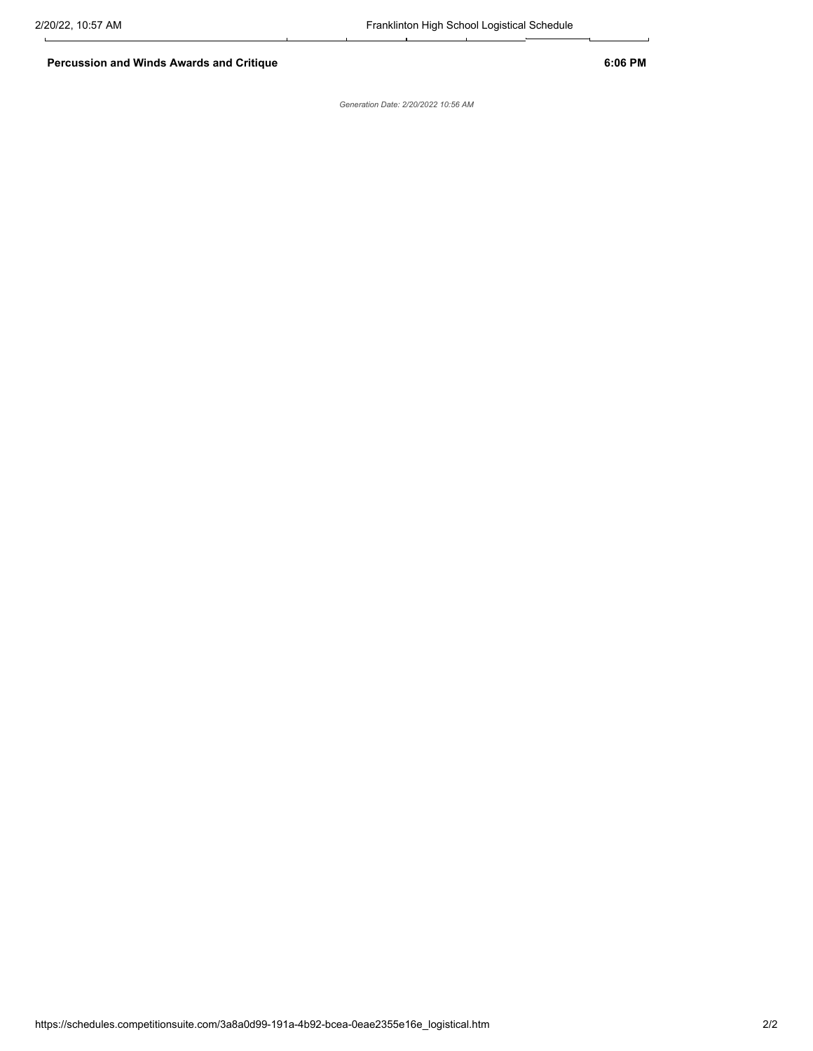| | |
|---|---|
| **Percussion and Winds Awards and Critique** | **6:06 PM** |

*Generation Date: 2/20/2022 10:56 AM*